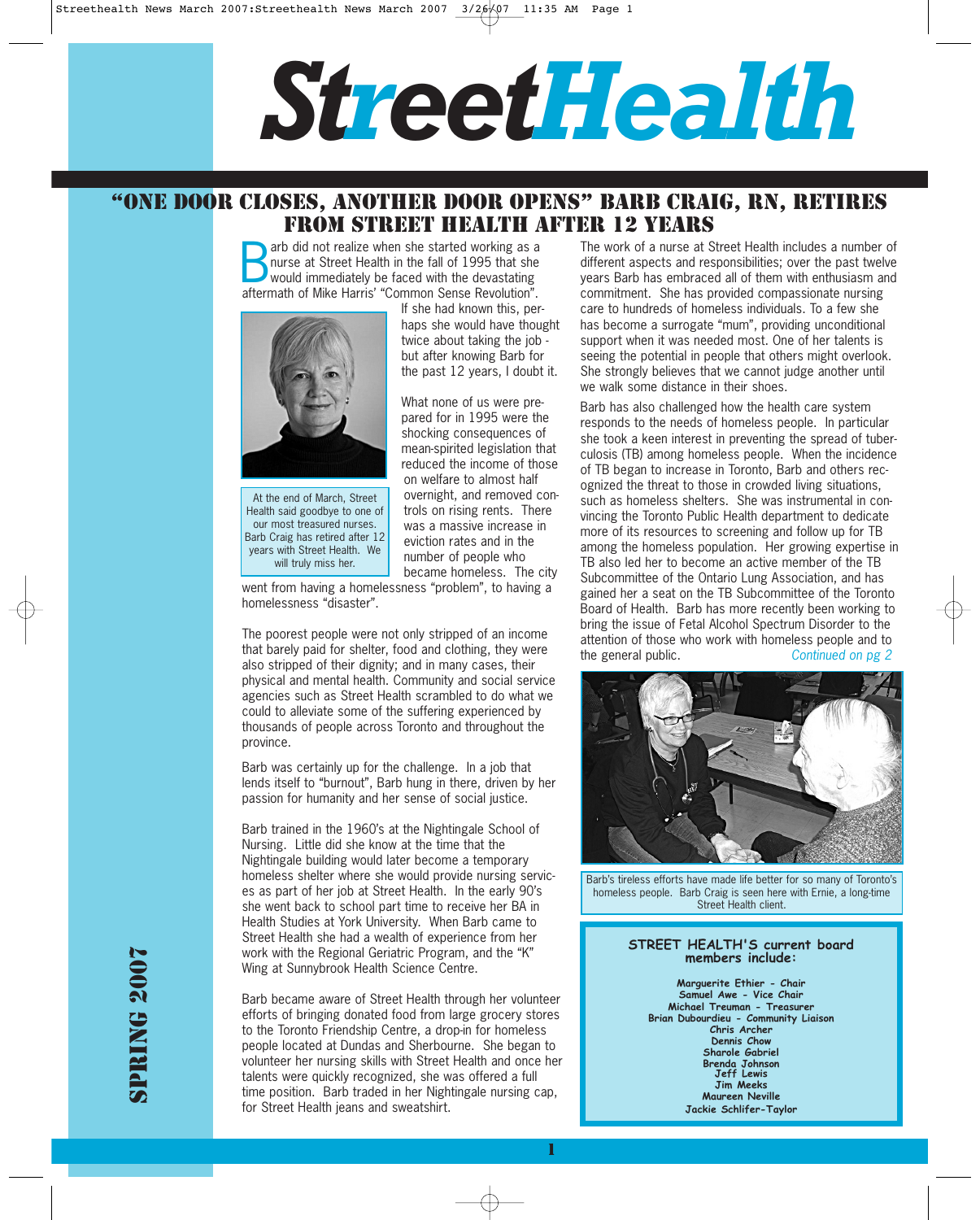# StreetHealth

## "ONE DOOR CLOSES, ANOTHER DOOR OPENS" BARB CRAIG, RN, RETIRES FROM STREET HEALTH AFTER 12 YEARS

Barb did not realize when she started working as a nurse at Street Health in the fall of 1995 that she would immediately be faced with the devastating aftermath of Mike Harris' "Common Sense Revolution". If she had known this, perhaps she would have thought twice about taking the job - but after knowing Barb for the past 12 years, I doubt it.

At the end of March, Street Health said goodbye to one of our most treasured nurses. Barb Craig has retired after 12 years with Street Health. We will truly miss her.

What none of us were prepared for in 1995 were the shocking consequences of mean-spirited legislation that reduced the income of those on welfare to almost half overnight, and removed controls on rising rents. There was a massive increase in eviction rates and in the number of people who became homeless. The city went from having a homelessness "problem", to having a homelessness "disaster".

The poorest people were not only stripped of an income that barely paid for shelter, food and clothing, they were also stripped of their dignity; and in many cases, their physical and mental health. Community and social service agencies such as Street Health scrambled to do what we could to alleviate some of the suffering experienced by thousands of people across Toronto and throughout the province.

Barb was certainly up for the challenge. In a job that lends itself to "burnout", Barb hung in there, driven by her passion for humanity and her sense of social justice.

Barb trained in the 1960's at the Nightingale School of Nursing. Little did she know at the time that the Nightingale building would later become a temporary homeless shelter where she would provide nursing services as part of her job at Street Health. In the early 90's she went back to school part time to receive her BA in Health Studies at York University. When Barb came to Street Health she had a wealth of experience from her work with the Regional Geriatric Program, and the "K" Wing at Sunnybrook Health Science Centre.

Barb became aware of Street Health through her volunteer efforts of bringing donated food from large grocery stores to the Toronto Friendship Centre, a drop-in for homeless people located at Dundas and Sherbourne. She began to volunteer her nursing skills with Street Health and once her talents were quickly recognized, she was offered a full time position. Barb traded in her Nightingale nursing cap, for Street Health jeans and sweatshirt.

The work of a nurse at Street Health includes a number of different aspects and responsibilities; over the past twelve years Barb has embraced all of them with enthusiasm and commitment. She has provided compassionate nursing care to hundreds of homeless individuals. To a few she has become a surrogate "mum", providing unconditional support when it was needed most. One of her talents is seeing the potential in people that others might overlook. She strongly believes that we cannot judge another until we walk some distance in their shoes.

Barb has also challenged how the health care system responds to the needs of homeless people. In particular she took a keen interest in preventing the spread of tuberculosis (TB) among homeless people. When the incidence of TB began to increase in Toronto, Barb and others recognized the threat to those in crowded living situations, such as homeless shelters. She was instrumental in convincing the Toronto Public Health department to dedicate more of its resources to screening and follow up for TB among the homeless population. Her growing expertise in TB also led her to become an active member of the TB Subcommittee of the Ontario Lung Association, and has gained her a seat on the TB Subcommittee of the Toronto Board of Health. Barb has more recently been working to bring the issue of Fetal Alcohol Spectrum Disorder to the attention of those who work with homeless people and to the general public. *Continued on pg 2*

Barb's tireless efforts have made life better for so many of Toronto's homeless people. Barb Craig is seen here with Ernie, a long-time Street Health client.

**STREET HEALTH'S current board members include:**

Marguerite Ethier - Chair
Samuel Awe - Vice Chair
Michael Treuman - Treasurer
Brian Dubourdieu - Community Liaison
Chris Archer
Dennis Chow
Sharole Gabriel
Brenda Johnson
Jeff Lewis
Jim Meeks
Maureen Neville
Jackie Schlifer-Taylor

SPRING 2007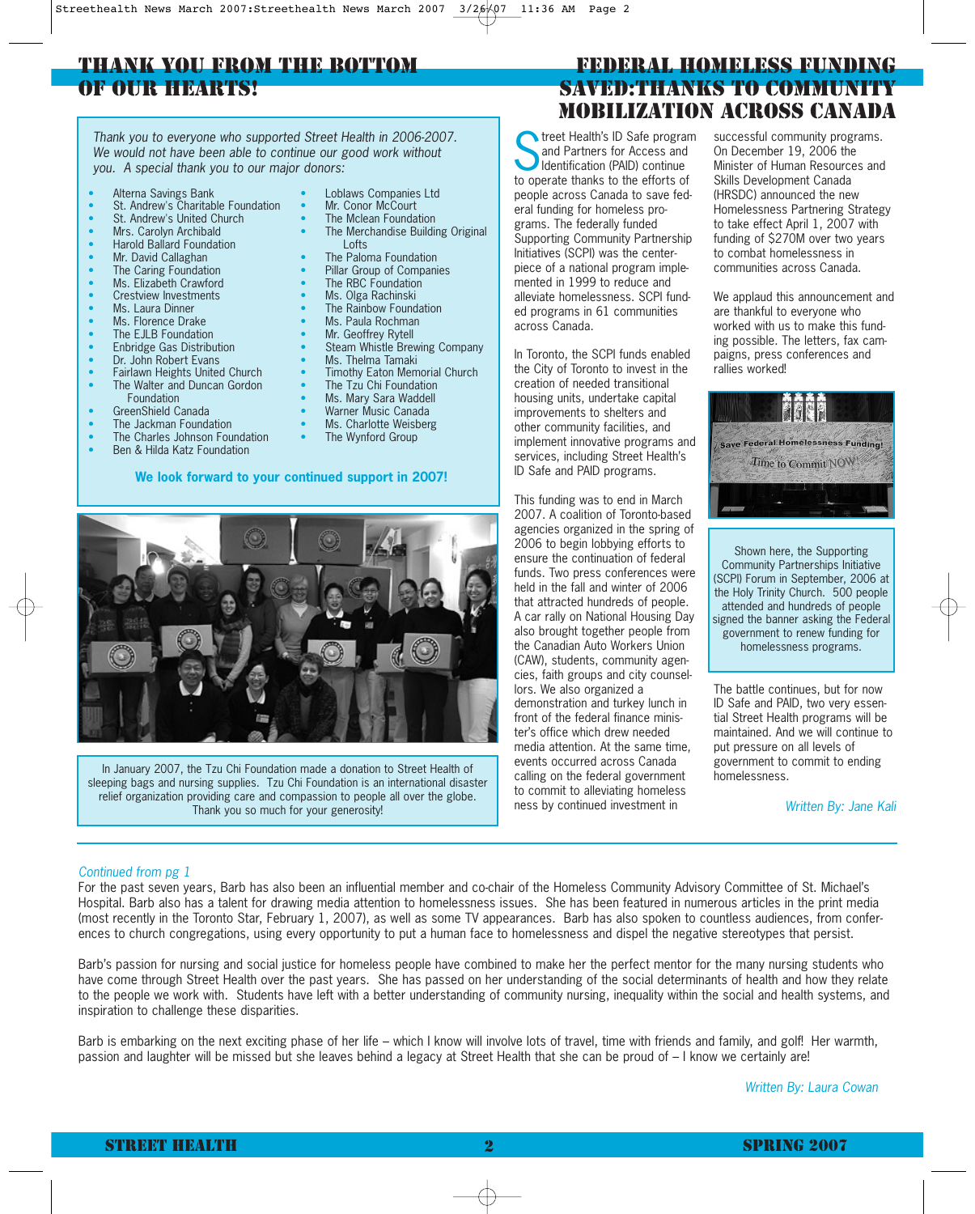# THANK YOU FROM THE BOTTOM OF OUR HEARTS!

*Thank you to everyone who supported Street Health in 2006-2007. We would not have been able to continue our good work without you. A special thank you to our major donors:*

- Alterna Savings Bank
- St. Andrew's Charitable Foundation
- St. Andrew's United Church
- Mrs. Carolyn Archibald
- Harold Ballard Foundation
- Mr. David Callaghan
- The Caring Foundation
- Ms. Elizabeth Crawford
- Crestview Investments
- Ms. Laura Dinner
- Ms. Florence Drake
- The EJLB Foundation
- Enbridge Gas Distribution
- Dr. John Robert Evans
- Fairlawn Heights United Church
- The Walter and Duncan Gordon Foundation
- GreenShield Canada
- The Jackman Foundation
- The Charles Johnson Foundation
- Ben & Hilda Katz Foundation
- Loblaws Companies Ltd
- Mr. Conor McCourt
- The Mclean Foundation
- The Merchandise Building Original Lofts
- The Paloma Foundation
- Pillar Group of Companies
- The RBC Foundation
- Ms. Olga Rachinski
- The Rainbow Foundation
- Ms. Paula Rochman
- Mr. Geoffrey Rytell
- Steam Whistle Brewing Company
- Ms. Thelma Tamaki
- Timothy Eaton Memorial Church
- The Tzu Chi Foundation
- Ms. Mary Sara Waddell
- Warner Music Canada
- Ms. Charlotte Weisberg
- The Wynford Group

**We look forward to your continued support in 2007!**

In January 2007, the Tzu Chi Foundation made a donation to Street Health of sleeping bags and nursing supplies. Tzu Chi Foundation is an international disaster relief organization providing care and compassion to people all over the globe. Thank you so much for your generosity!

# FEDERAL HOMELESS FUNDING SAVED: THANKS TO COMMUNITY MOBILIZATION ACROSS CANADA

Street Health's ID Safe program and Partners for Access and Identification (PAID) continue to operate thanks to the efforts of people across Canada to save federal funding for homeless programs. The federally funded Supporting Community Partnership Initiatives (SCPI) was the centerpiece of a national program implemented in 1999 to reduce and alleviate homelessness. SCPI funded programs in 61 communities across Canada.

In Toronto, the SCPI funds enabled the City of Toronto to invest in the creation of needed transitional housing units, undertake capital improvements to shelters and other community facilities, and implement innovative programs and services, including Street Health's ID Safe and PAID programs.

This funding was to end in March 2007. A coalition of Toronto-based agencies organized in the spring of 2006 to begin lobbying efforts to ensure the continuation of federal funds. Two press conferences were held in the fall and winter of 2006 that attracted hundreds of people. A car rally on National Housing Day also brought together people from the Canadian Auto Workers Union (CAW), students, community agencies, faith groups and city counsellors. We also organized a demonstration and turkey lunch in front of the federal finance minister's office which drew needed media attention. At the same time, events occurred across Canada calling on the federal government to commit to alleviating homelessness by continued investment in successful community programs. On December 19, 2006 the Minister of Human Resources and Skills Development Canada (HRSDC) announced the new Homelessness Partnering Strategy to take effect April 1, 2007 with funding of $270M over two years to combat homelessness in communities across Canada.

We applaud this announcement and are thankful to everyone who worked with us to make this funding possible. The letters, fax campaigns, press conferences and rallies worked!

Shown here, the Supporting Community Partnerships Initiative (SCPI) Forum in September, 2006 at the Holy Trinity Church. 500 people attended and hundreds of people signed the banner asking the Federal government to renew funding for homelessness programs.

The battle continues, but for now ID Safe and PAID, two very essential Street Health programs will be maintained. And we will continue to put pressure on all levels of government to commit to ending homelessness.

*Written By: Jane Kali*

---

*Continued from pg 1*

For the past seven years, Barb has also been an influential member and co-chair of the Homeless Community Advisory Committee of St. Michael's Hospital. Barb also has a talent for drawing media attention to homelessness issues. She has been featured in numerous articles in the print media (most recently in the Toronto Star, February 1, 2007), as well as some TV appearances. Barb has also spoken to countless audiences, from conferences to church congregations, using every opportunity to put a human face to homelessness and dispel the negative stereotypes that persist.

Barb's passion for nursing and social justice for homeless people have combined to make her the perfect mentor for the many nursing students who have come through Street Health over the past years. She has passed on her understanding of the social determinants of health and how they relate to the people we work with. Students have left with a better understanding of community nursing, inequality within the social and health systems, and inspiration to challenge these disparities.

Barb is embarking on the next exciting phase of her life – which I know will involve lots of travel, time with friends and family, and golf! Her warmth, passion and laughter will be missed but she leaves behind a legacy at Street Health that she can be proud of – I know we certainly are!

*Written By: Laura Cowan*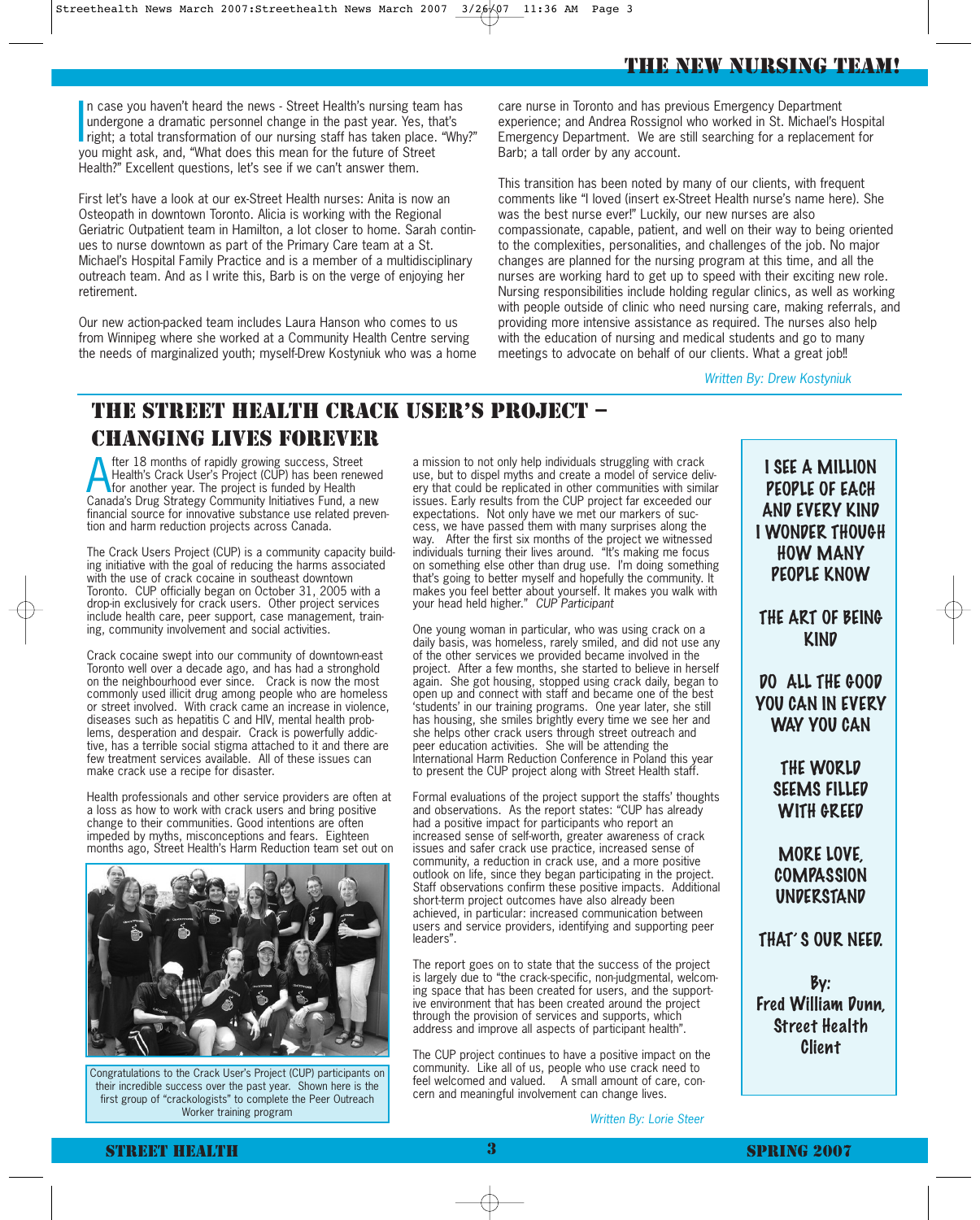# THE NEW NURSING TEAM!

In case you haven't heard the news - Street Health's nursing team has undergone a dramatic personnel change in the past year. Yes, that's right; a total transformation of our nursing staff has taken place. "Why?" you might ask, and, "What does this mean for the future of Street Health?" Excellent questions, let's see if we can't answer them.

First let's have a look at our ex-Street Health nurses: Anita is now an Osteopath in downtown Toronto. Alicia is working with the Regional Geriatric Outpatient team in Hamilton, a lot closer to home. Sarah continues to nurse downtown as part of the Primary Care team at a St. Michael's Hospital Family Practice and is a member of a multidisciplinary outreach team. And as I write this, Barb is on the verge of enjoying her retirement.

Our new action-packed team includes Laura Hanson who comes to us from Winnipeg where she worked at a Community Health Centre serving the needs of marginalized youth; myself-Drew Kostyniuk who was a home care nurse in Toronto and has previous Emergency Department experience; and Andrea Rossignol who worked in St. Michael's Hospital Emergency Department. We are still searching for a replacement for Barb; a tall order by any account.

This transition has been noted by many of our clients, with frequent comments like "I loved (insert ex-Street Health nurse's name here). She was the best nurse ever!" Luckily, our new nurses are also compassionate, capable, patient, and well on their way to being oriented to the complexities, personalities, and challenges of the job. No major changes are planned for the nursing program at this time, and all the nurses are working hard to get up to speed with their exciting new role. Nursing responsibilities include holding regular clinics, as well as working with people outside of clinic who need nursing care, making referrals, and providing more intensive assistance as required. The nurses also help with the education of nursing and medical students and go to many meetings to advocate on behalf of our clients. What a great job‼

*Written By: Drew Kostyniuk*

# THE STREET HEALTH CRACK USER'S PROJECT – CHANGING LIVES FOREVER

After 18 months of rapidly growing success, Street Health's Crack User's Project (CUP) has been renewed for another year. The project is funded by Health Canada's Drug Strategy Community Initiatives Fund, a new financial source for innovative substance use related prevention and harm reduction projects across Canada.

The Crack Users Project (CUP) is a community capacity building initiative with the goal of reducing the harms associated with the use of crack cocaine in southeast downtown Toronto. CUP officially began on October 31, 2005 with a drop-in exclusively for crack users. Other project services include health care, peer support, case management, training, community involvement and social activities.

Crack cocaine swept into our community of downtown-east Toronto well over a decade ago, and has had a stronghold on the neighbourhood ever since. Crack is now the most commonly used illicit drug among people who are homeless or street involved. With crack came an increase in violence, diseases such as hepatitis C and HIV, mental health problems, desperation and despair. Crack is powerfully addictive, has a terrible social stigma attached to it and there are few treatment services available. All of these issues can make crack use a recipe for disaster.

Health professionals and other service providers are often at a loss as how to work with crack users and bring positive change to their communities. Good intentions are often impeded by myths, misconceptions and fears. Eighteen months ago, Street Health's Harm Reduction team set out on a mission to not only help individuals struggling with crack use, but to dispel myths and create a model of service delivery that could be replicated in other communities with similar issues. Early results from the CUP project far exceeded our expectations. Not only have we met our markers of success, we have passed them with many surprises along the way. After the first six months of the project we witnessed individuals turning their lives around. "It's making me focus on something else other than drug use. I'm doing something that's going to better myself and hopefully the community. It makes you feel better about yourself. It makes you walk with your head held higher." *CUP Participant*

Congratulations to the Crack User's Project (CUP) participants on their incredible success over the past year. Shown here is the first group of "crackologists" to complete the Peer Outreach Worker training program

One young woman in particular, who was using crack on a daily basis, was homeless, rarely smiled, and did not use any of the other services we provided became involved in the project. After a few months, she started to believe in herself again. She got housing, stopped using crack daily, began to open up and connect with staff and became one of the best 'students' in our training programs. One year later, she still has housing, she smiles brightly every time we see her and she helps other crack users through street outreach and peer education activities. She will be attending the International Harm Reduction Conference in Poland this year to present the CUP project along with Street Health staff.

Formal evaluations of the project support the staffs' thoughts and observations. As the report states: "CUP has already had a positive impact for participants who report an increased sense of self-worth, greater awareness of crack issues and safer crack use practice, increased sense of community, a reduction in crack use, and a more positive outlook on life, since they began participating in the project. Staff observations confirm these positive impacts. Additional short-term project outcomes have also already been achieved, in particular: increased communication between users and service providers, identifying and supporting peer leaders".

The report goes on to state that the success of the project is largely due to "the crack-specific, non-judgmental, welcoming space that has been created for users, and the supportive environment that has been created around the project through the provision of services and supports, which address and improve all aspects of participant health".

The CUP project continues to have a positive impact on the community. Like all of us, people who use crack need to feel welcomed and valued. A small amount of care, concern and meaningful involvement can change lives.

*Written By: Lorie Steer*

---

I SEE A MILLION
PEOPLE OF EACH
AND EVERY KIND
I WONDER THOUGH
HOW MANY
PEOPLE KNOW

THE ART OF BEING
KIND

DO ALL THE GOOD
YOU CAN IN EVERY
WAY YOU CAN

THE WORLD
SEEMS FILLED
WITH GREED

MORE LOVE,
COMPASSION
UNDERSTAND

THAT'S OUR NEED.

By:
Fred William Dunn,
Street Health
Client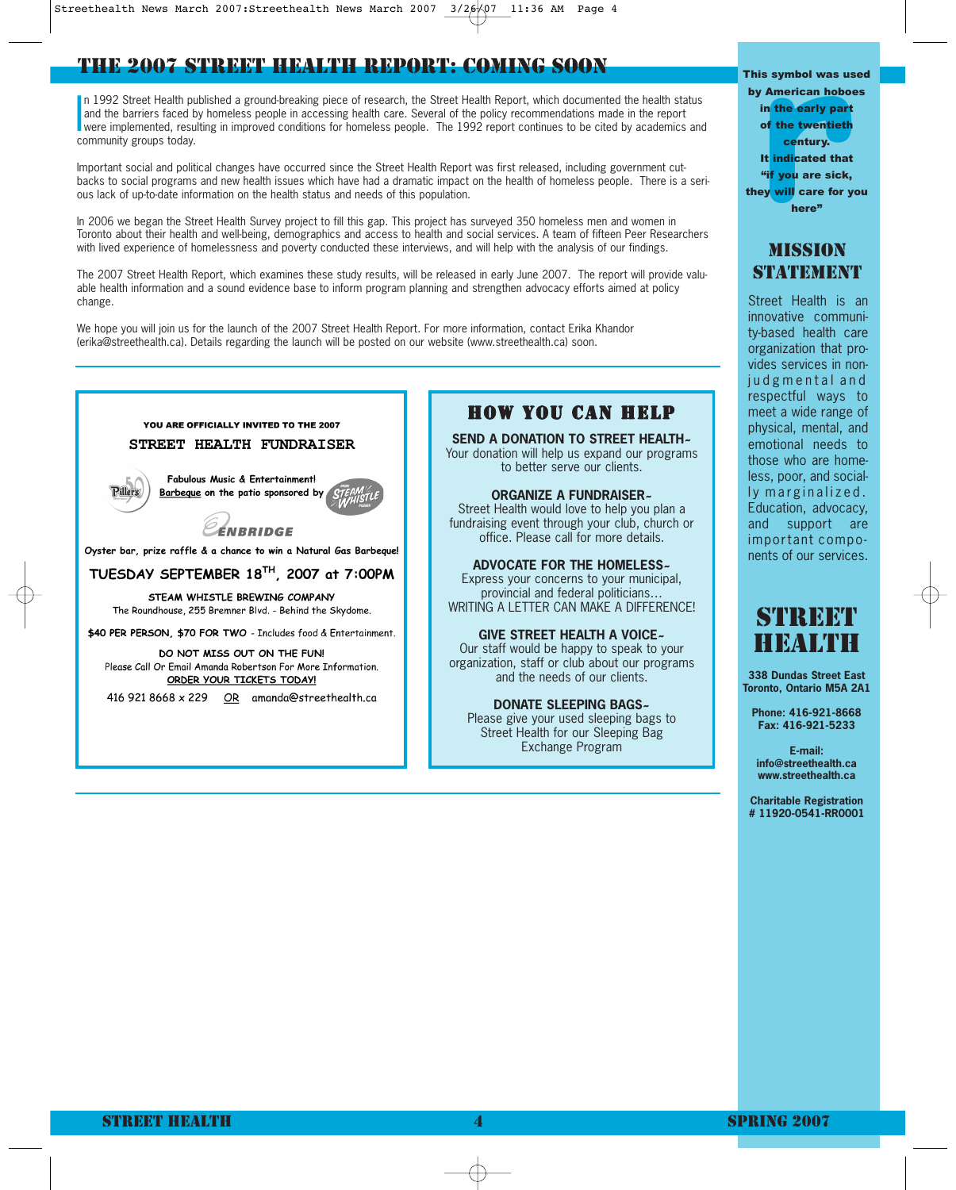# THE 2007 STREET HEALTH REPORT: COMING SOON

In 1992 Street Health published a ground-breaking piece of research, the Street Health Report, which documented the health status and the barriers faced by homeless people in accessing health care. Several of the policy recommendations made in the report were implemented, resulting in improved conditions for homeless people. The 1992 report continues to be cited by academics and community groups today.

Important social and political changes have occurred since the Street Health Report was first released, including government cutbacks to social programs and new health issues which have had a dramatic impact on the health of homeless people. There is a serious lack of up-to-date information on the health status and needs of this population.

In 2006 we began the Street Health Survey project to fill this gap. This project has surveyed 350 homeless men and women in Toronto about their health and well-being, demographics and access to health and social services. A team of fifteen Peer Researchers with lived experience of homelessness and poverty conducted these interviews, and will help with the analysis of our findings.

The 2007 Street Health Report, which examines these study results, will be released in early June 2007. The report will provide valuable health information and a sound evidence base to inform program planning and strengthen advocacy efforts aimed at policy change.

We hope you will join us for the launch of the 2007 Street Health Report. For more information, contact Erika Khandor (erika@streethealth.ca). Details regarding the launch will be posted on our website (www.streethealth.ca) soon.

---

**YOU ARE OFFICIALLY INVITED TO THE 2007**

**STREET HEALTH FUNDRAISER**

**Fabulous Music & Entertainment!**
**Barbeque on the patio sponsored by** Steam Whistle

Pillers

ENBRIDGE

**Oyster bar, prize raffle & a chance to win a Natural Gas Barbeque!**

**TUESDAY SEPTEMBER 18TH, 2007 at 7:00PM**

**STEAM WHISTLE BREWING COMPANY**
The Roundhouse, 255 Bremner Blvd. - Behind the Skydome.

**$40 PER PERSON, $70 FOR TWO** - Includes food & Entertainment.

**DO NOT MISS OUT ON THE FUN!**
Please Call Or Email Amanda Robertson For More Information.
ORDER YOUR TICKETS TODAY!

416 921 8668 x 229 OR amanda@streethealth.ca

---

## HOW YOU CAN HELP

**SEND A DONATION TO STREET HEALTH~**
Your donation will help us expand our programs to better serve our clients.

**ORGANIZE A FUNDRAISER~**
Street Health would love to help you plan a fundraising event through your club, church or office. Please call for more details.

**ADVOCATE FOR THE HOMELESS~**
Express your concerns to your municipal, provincial and federal politicians…
WRITING A LETTER CAN MAKE A DIFFERENCE!

**GIVE STREET HEALTH A VOICE~**
Our staff would be happy to speak to your organization, staff or club about our programs and the needs of our clients.

**DONATE SLEEPING BAGS~**
Please give your used sleeping bags to Street Health for our Sleeping Bag Exchange Program

---

**This symbol was used by American hoboes in the early part of the twentieth century. It indicated that "if you are sick, they will care for you here"**

## MISSION STATEMENT

Street Health is an innovative community-based health care organization that provides services in non-judgmental and respectful ways to meet a wide range of physical, mental, and emotional needs to those who are homeless, poor, and socially marginalized. Education, advocacy, and support are important components of our services.

## STREET HEALTH

**338 Dundas Street East**
**Toronto, Ontario M5A 2A1**

**Phone: 416-921-8668**
**Fax: 416-921-5233**

**E-mail:**
**info@streethealth.ca**
**www.streethealth.ca**

**Charitable Registration # 11920-0541-RR0001**